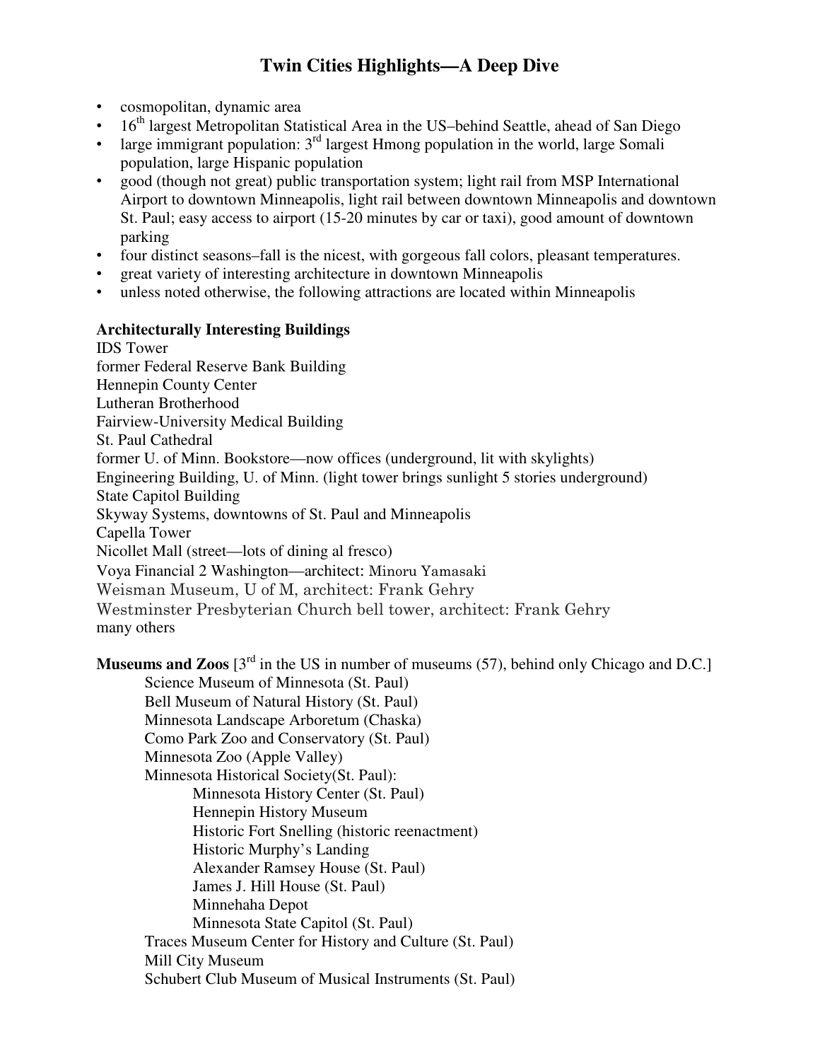# Twin Cities Highlights—A Deep Dive

- cosmopolitan, dynamic area
- 16th largest Metropolitan Statistical Area in the US–behind Seattle, ahead of San Diego
- large immigrant population: 3rd largest Hmong population in the world, large Somali population, large Hispanic population
- good (though not great) public transportation system; light rail from MSP International Airport to downtown Minneapolis, light rail between downtown Minneapolis and downtown St. Paul; easy access to airport (15-20 minutes by car or taxi), good amount of downtown parking
- four distinct seasons–fall is the nicest, with gorgeous fall colors, pleasant temperatures.
- great variety of interesting architecture in downtown Minneapolis
- unless noted otherwise, the following attractions are located within Minneapolis

**Architecturally Interesting Buildings**

IDS Tower
former Federal Reserve Bank Building
Hennepin County Center
Lutheran Brotherhood
Fairview-University Medical Building
St. Paul Cathedral
former U. of Minn. Bookstore—now offices (underground, lit with skylights)
Engineering Building, U. of Minn. (light tower brings sunlight 5 stories underground)
State Capitol Building
Skyway Systems, downtowns of St. Paul and Minneapolis
Capella Tower
Nicollet Mall (street—lots of dining al fresco)
Voya Financial 2 Washington—architect: Minoru Yamasaki
Weisman Museum, U of M, architect: Frank Gehry
Westminster Presbyterian Church bell tower, architect: Frank Gehry
many others

**Museums and Zoos** [3rd in the US in number of museums (57), behind only Chicago and D.C.]

- Science Museum of Minnesota (St. Paul)
- Bell Museum of Natural History (St. Paul)
- Minnesota Landscape Arboretum (Chaska)
- Como Park Zoo and Conservatory (St. Paul)
- Minnesota Zoo (Apple Valley)
- Minnesota Historical Society(St. Paul):
  - Minnesota History Center (St. Paul)
  - Hennepin History Museum
  - Historic Fort Snelling (historic reenactment)
  - Historic Murphy's Landing
  - Alexander Ramsey House (St. Paul)
  - James J. Hill House (St. Paul)
  - Minnehaha Depot
  - Minnesota State Capitol (St. Paul)
- Traces Museum Center for History and Culture (St. Paul)
- Mill City Museum
- Schubert Club Museum of Musical Instruments (St. Paul)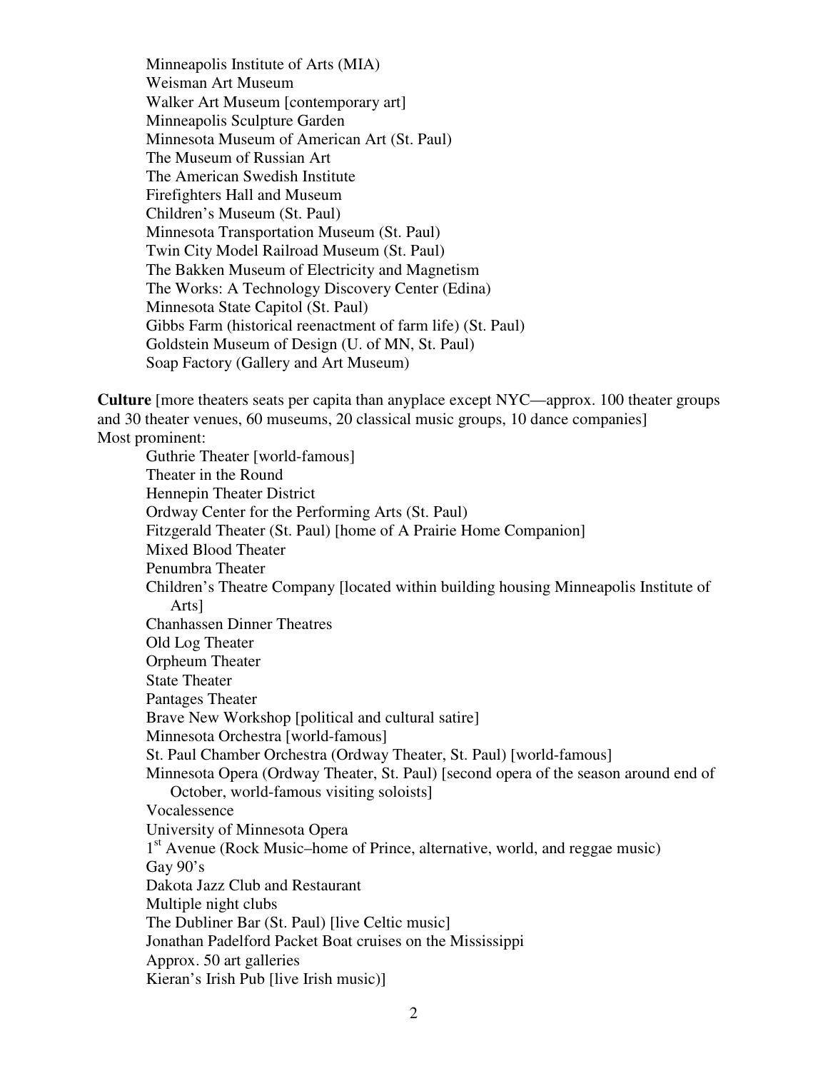- Minneapolis Institute of Arts (MIA)
- Weisman Art Museum
- Walker Art Museum [contemporary art]
- Minneapolis Sculpture Garden
- Minnesota Museum of American Art (St. Paul)
- The Museum of Russian Art
- The American Swedish Institute
- Firefighters Hall and Museum
- Children's Museum (St. Paul)
- Minnesota Transportation Museum (St. Paul)
- Twin City Model Railroad Museum (St. Paul)
- The Bakken Museum of Electricity and Magnetism
- The Works: A Technology Discovery Center (Edina)
- Minnesota State Capitol (St. Paul)
- Gibbs Farm (historical reenactment of farm life) (St. Paul)
- Goldstein Museum of Design (U. of MN, St. Paul)
- Soap Factory (Gallery and Art Museum)

**Culture** [more theaters seats per capita than anyplace except NYC—approx. 100 theater groups and 30 theater venues, 60 museums, 20 classical music groups, 10 dance companies]
Most prominent:

- Guthrie Theater [world-famous]
- Theater in the Round
- Hennepin Theater District
- Ordway Center for the Performing Arts (St. Paul)
- Fitzgerald Theater (St. Paul) [home of A Prairie Home Companion]
- Mixed Blood Theater
- Penumbra Theater
- Children's Theatre Company [located within building housing Minneapolis Institute of Arts]
- Chanhassen Dinner Theatres
- Old Log Theater
- Orpheum Theater
- State Theater
- Pantages Theater
- Brave New Workshop [political and cultural satire]
- Minnesota Orchestra [world-famous]
- St. Paul Chamber Orchestra (Ordway Theater, St. Paul) [world-famous]
- Minnesota Opera (Ordway Theater, St. Paul) [second opera of the season around end of October, world-famous visiting soloists]
- Vocalessence
- University of Minnesota Opera
- 1st Avenue (Rock Music–home of Prince, alternative, world, and reggae music)
- Gay 90's
- Dakota Jazz Club and Restaurant
- Multiple night clubs
- The Dubliner Bar (St. Paul) [live Celtic music]
- Jonathan Padelford Packet Boat cruises on the Mississippi
- Approx. 50 art galleries
- Kieran's Irish Pub [live Irish music)]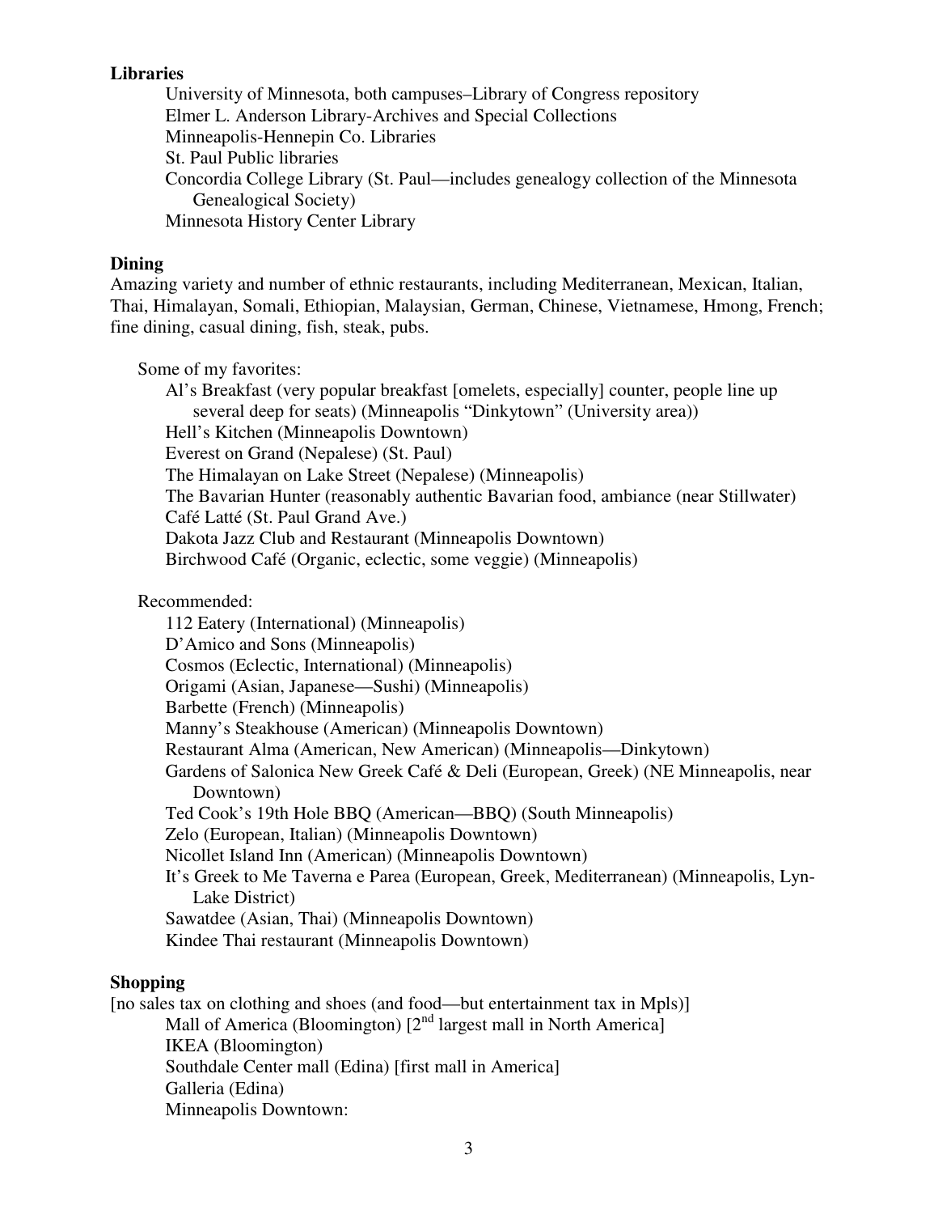**Libraries**

- University of Minnesota, both campuses–Library of Congress repository
- Elmer L. Anderson Library-Archives and Special Collections
- Minneapolis-Hennepin Co. Libraries
- St. Paul Public libraries
- Concordia College Library (St. Paul—includes genealogy collection of the Minnesota Genealogical Society)
- Minnesota History Center Library

**Dining**

Amazing variety and number of ethnic restaurants, including Mediterranean, Mexican, Italian, Thai, Himalayan, Somali, Ethiopian, Malaysian, German, Chinese, Vietnamese, Hmong, French; fine dining, casual dining, fish, steak, pubs.

Some of my favorites:

- Al's Breakfast (very popular breakfast [omelets, especially] counter, people line up several deep for seats) (Minneapolis "Dinkytown" (University area))
- Hell's Kitchen (Minneapolis Downtown)
- Everest on Grand (Nepalese) (St. Paul)
- The Himalayan on Lake Street (Nepalese) (Minneapolis)
- The Bavarian Hunter (reasonably authentic Bavarian food, ambiance (near Stillwater)
- Café Latté (St. Paul Grand Ave.)
- Dakota Jazz Club and Restaurant (Minneapolis Downtown)
- Birchwood Café (Organic, eclectic, some veggie) (Minneapolis)

Recommended:

- 112 Eatery (International) (Minneapolis)
- D'Amico and Sons (Minneapolis)
- Cosmos (Eclectic, International) (Minneapolis)
- Origami (Asian, Japanese—Sushi) (Minneapolis)
- Barbette (French) (Minneapolis)
- Manny's Steakhouse (American) (Minneapolis Downtown)
- Restaurant Alma (American, New American) (Minneapolis—Dinkytown)
- Gardens of Salonica New Greek Café & Deli (European, Greek) (NE Minneapolis, near Downtown)
- Ted Cook's 19th Hole BBQ (American—BBQ) (South Minneapolis)
- Zelo (European, Italian) (Minneapolis Downtown)
- Nicollet Island Inn (American) (Minneapolis Downtown)
- It's Greek to Me Taverna e Parea (European, Greek, Mediterranean) (Minneapolis, Lyn-Lake District)
- Sawatdee (Asian, Thai) (Minneapolis Downtown)
- Kindee Thai restaurant (Minneapolis Downtown)

**Shopping**

[no sales tax on clothing and shoes (and food—but entertainment tax in Mpls)]

- Mall of America (Bloomington) [2nd largest mall in North America]
- IKEA (Bloomington)
- Southdale Center mall (Edina) [first mall in America]
- Galleria (Edina)
- Minneapolis Downtown: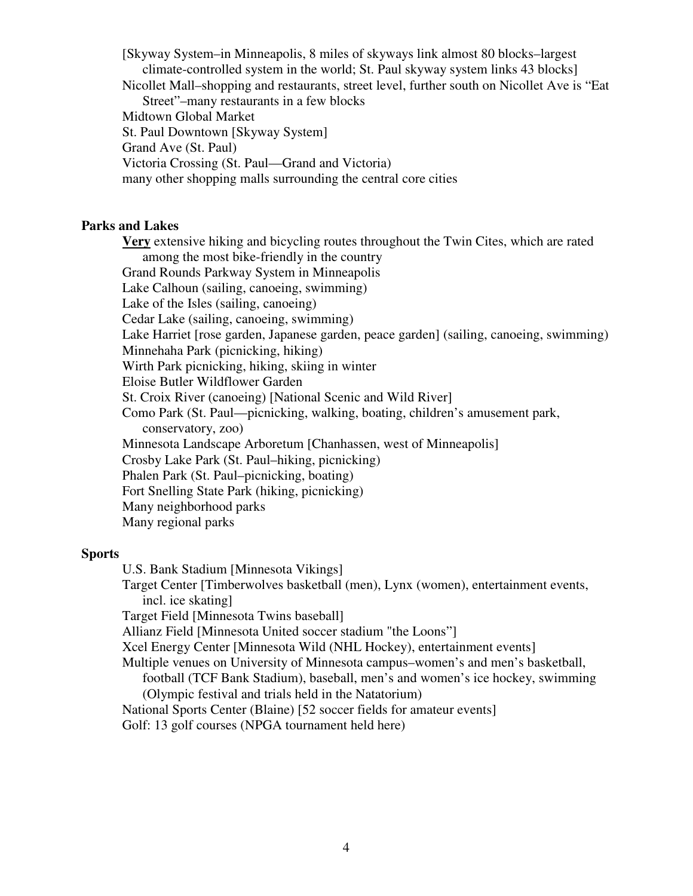[Skyway System–in Minneapolis, 8 miles of skyways link almost 80 blocks–largest climate-controlled system in the world; St. Paul skyway system links 43 blocks]
Nicollet Mall–shopping and restaurants, street level, further south on Nicollet Ave is "Eat Street"–many restaurants in a few blocks
Midtown Global Market
St. Paul Downtown [Skyway System]
Grand Ave (St. Paul)
Victoria Crossing (St. Paul—Grand and Victoria)
many other shopping malls surrounding the central core cities

**Parks and Lakes**

**Very** extensive hiking and bicycling routes throughout the Twin Cites, which are rated among the most bike-friendly in the country
Grand Rounds Parkway System in Minneapolis
Lake Calhoun (sailing, canoeing, swimming)
Lake of the Isles (sailing, canoeing)
Cedar Lake (sailing, canoeing, swimming)
Lake Harriet [rose garden, Japanese garden, peace garden] (sailing, canoeing, swimming)
Minnehaha Park (picnicking, hiking)
Wirth Park picnicking, hiking, skiing in winter
Eloise Butler Wildflower Garden
St. Croix River (canoeing) [National Scenic and Wild River]
Como Park (St. Paul—picnicking, walking, boating, children's amusement park, conservatory, zoo)
Minnesota Landscape Arboretum [Chanhassen, west of Minneapolis]
Crosby Lake Park (St. Paul–hiking, picnicking)
Phalen Park (St. Paul–picnicking, boating)
Fort Snelling State Park (hiking, picnicking)
Many neighborhood parks
Many regional parks

**Sports**

U.S. Bank Stadium [Minnesota Vikings]
Target Center [Timberwolves basketball (men), Lynx (women), entertainment events, incl. ice skating]
Target Field [Minnesota Twins baseball]
Allianz Field [Minnesota United soccer stadium "the Loons"]
Xcel Energy Center [Minnesota Wild (NHL Hockey), entertainment events]
Multiple venues on University of Minnesota campus–women's and men's basketball, football (TCF Bank Stadium), baseball, men's and women's ice hockey, swimming (Olympic festival and trials held in the Natatorium)
National Sports Center (Blaine) [52 soccer fields for amateur events]
Golf: 13 golf courses (NPGA tournament held here)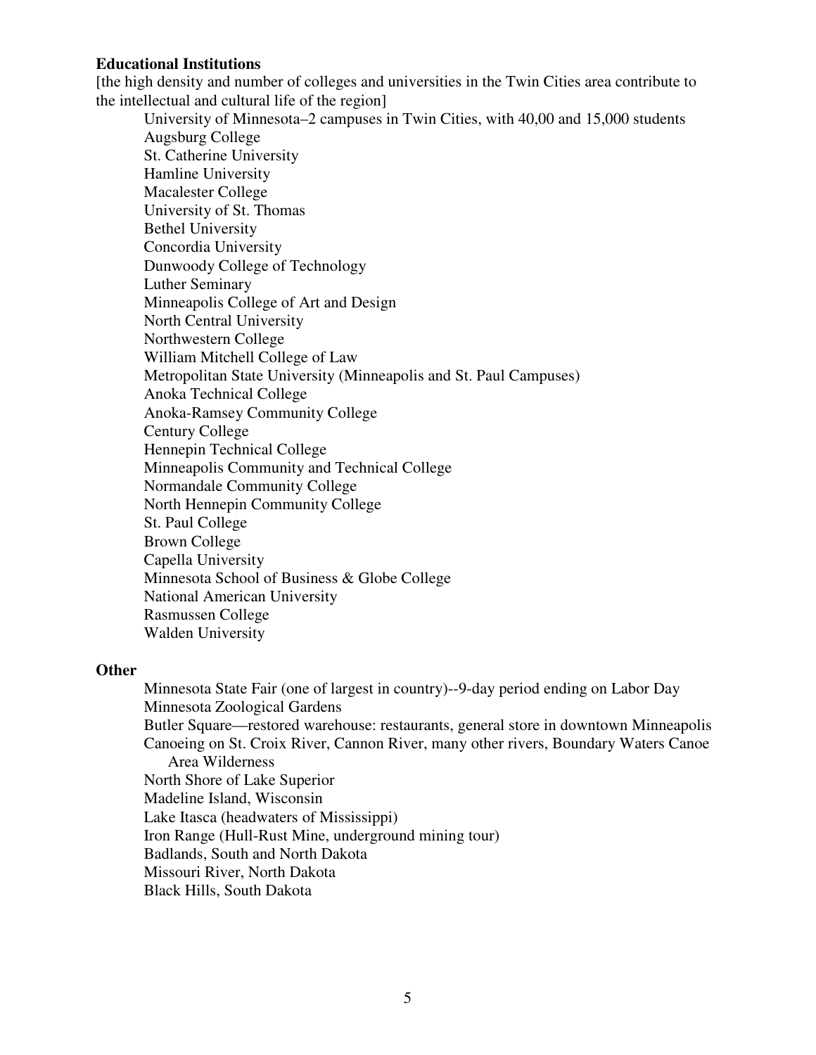**Educational Institutions**

[the high density and number of colleges and universities in the Twin Cities area contribute to the intellectual and cultural life of the region]

- University of Minnesota–2 campuses in Twin Cities, with 40,00 and 15,000 students
- Augsburg College
- St. Catherine University
- Hamline University
- Macalester College
- University of St. Thomas
- Bethel University
- Concordia University
- Dunwoody College of Technology
- Luther Seminary
- Minneapolis College of Art and Design
- North Central University
- Northwestern College
- William Mitchell College of Law
- Metropolitan State University (Minneapolis and St. Paul Campuses)
- Anoka Technical College
- Anoka-Ramsey Community College
- Century College
- Hennepin Technical College
- Minneapolis Community and Technical College
- Normandale Community College
- North Hennepin Community College
- St. Paul College
- Brown College
- Capella University
- Minnesota School of Business & Globe College
- National American University
- Rasmussen College
- Walden University

**Other**

- Minnesota State Fair (one of largest in country)--9-day period ending on Labor Day
- Minnesota Zoological Gardens
- Butler Square—restored warehouse: restaurants, general store in downtown Minneapolis
- Canoeing on St. Croix River, Cannon River, many other rivers, Boundary Waters Canoe Area Wilderness
- North Shore of Lake Superior
- Madeline Island, Wisconsin
- Lake Itasca (headwaters of Mississippi)
- Iron Range (Hull-Rust Mine, underground mining tour)
- Badlands, South and North Dakota
- Missouri River, North Dakota
- Black Hills, South Dakota